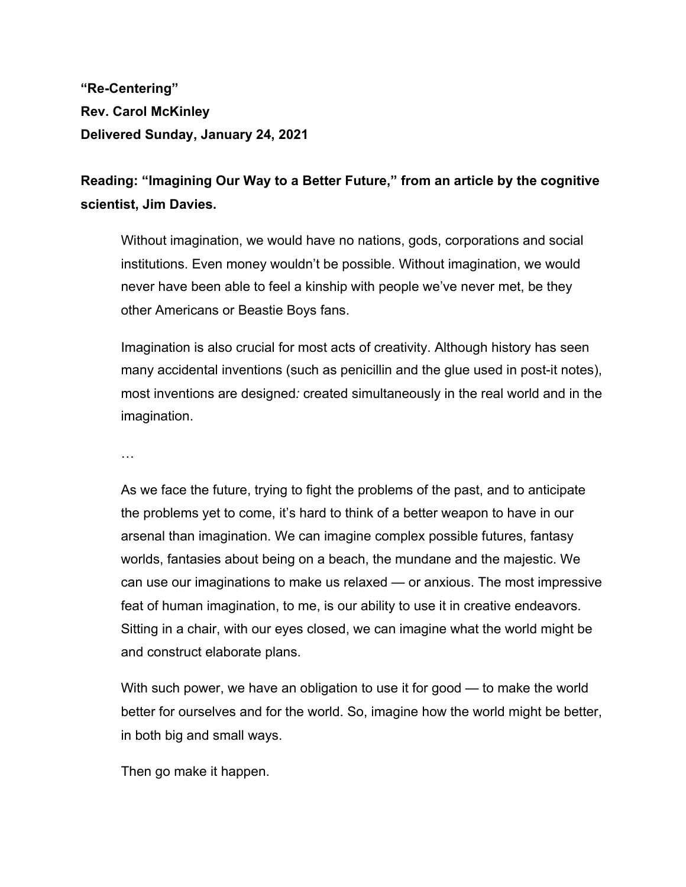**“Re-Centering”**
**Rev. Carol McKinley**
**Delivered Sunday, January 24, 2021**

**Reading: “Imagining Our Way to a Better Future,” from an article by the cognitive scientist, Jim Davies.**

> Without imagination, we would have no nations, gods, corporations and social institutions. Even money wouldn’t be possible. Without imagination, we would never have been able to feel a kinship with people we’ve never met, be they other Americans or Beastie Boys fans.
>
> Imagination is also crucial for most acts of creativity. Although history has seen many accidental inventions (such as penicillin and the glue used in post-it notes), most inventions are designed*:* created simultaneously in the real world and in the imagination.
>
> …
>
> As we face the future, trying to fight the problems of the past, and to anticipate the problems yet to come, it’s hard to think of a better weapon to have in our arsenal than imagination. We can imagine complex possible futures, fantasy worlds, fantasies about being on a beach, the mundane and the majestic. We can use our imaginations to make us relaxed — or anxious. The most impressive feat of human imagination, to me, is our ability to use it in creative endeavors. Sitting in a chair, with our eyes closed, we can imagine what the world might be and construct elaborate plans.
>
> With such power, we have an obligation to use it for good — to make the world better for ourselves and for the world. So, imagine how the world might be better, in both big and small ways.
>
> Then go make it happen.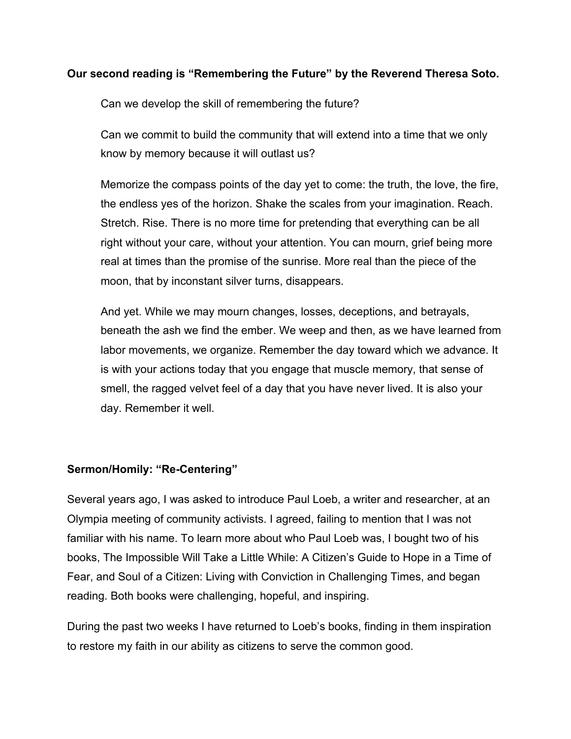**Our second reading is "Remembering the Future" by the Reverend Theresa Soto.**

> Can we develop the skill of remembering the future?
>
> Can we commit to build the community that will extend into a time that we only know by memory because it will outlast us?
>
> Memorize the compass points of the day yet to come: the truth, the love, the fire, the endless yes of the horizon. Shake the scales from your imagination. Reach. Stretch. Rise. There is no more time for pretending that everything can be all right without your care, without your attention. You can mourn, grief being more real at times than the promise of the sunrise. More real than the piece of the moon, that by inconstant silver turns, disappears.
>
> And yet. While we may mourn changes, losses, deceptions, and betrayals, beneath the ash we find the ember. We weep and then, as we have learned from labor movements, we organize. Remember the day toward which we advance. It is with your actions today that you engage that muscle memory, that sense of smell, the ragged velvet feel of a day that you have never lived. It is also your day. Remember it well.

**Sermon/Homily: "Re-Centering"**

Several years ago, I was asked to introduce Paul Loeb, a writer and researcher, at an Olympia meeting of community activists. I agreed, failing to mention that I was not familiar with his name. To learn more about who Paul Loeb was, I bought two of his books, The Impossible Will Take a Little While: A Citizen's Guide to Hope in a Time of Fear, and Soul of a Citizen: Living with Conviction in Challenging Times, and began reading. Both books were challenging, hopeful, and inspiring.

During the past two weeks I have returned to Loeb's books, finding in them inspiration to restore my faith in our ability as citizens to serve the common good.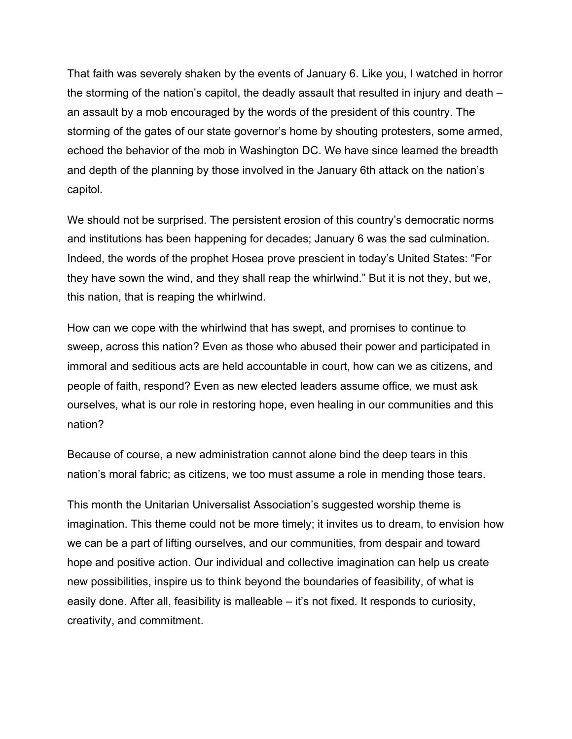That faith was severely shaken by the events of January 6. Like you, I watched in horror the storming of the nation's capitol, the deadly assault that resulted in injury and death – an assault by a mob encouraged by the words of the president of this country. The storming of the gates of our state governor's home by shouting protesters, some armed, echoed the behavior of the mob in Washington DC. We have since learned the breadth and depth of the planning by those involved in the January 6th attack on the nation's capitol.

We should not be surprised. The persistent erosion of this country's democratic norms and institutions has been happening for decades; January 6 was the sad culmination. Indeed, the words of the prophet Hosea prove prescient in today's United States: "For they have sown the wind, and they shall reap the whirlwind." But it is not they, but we, this nation, that is reaping the whirlwind.

How can we cope with the whirlwind that has swept, and promises to continue to sweep, across this nation? Even as those who abused their power and participated in immoral and seditious acts are held accountable in court, how can we as citizens, and people of faith, respond? Even as new elected leaders assume office, we must ask ourselves, what is our role in restoring hope, even healing in our communities and this nation?

Because of course, a new administration cannot alone bind the deep tears in this nation's moral fabric; as citizens, we too must assume a role in mending those tears.

This month the Unitarian Universalist Association's suggested worship theme is imagination. This theme could not be more timely; it invites us to dream, to envision how we can be a part of lifting ourselves, and our communities, from despair and toward hope and positive action. Our individual and collective imagination can help us create new possibilities, inspire us to think beyond the boundaries of feasibility, of what is easily done. After all, feasibility is malleable – it's not fixed. It responds to curiosity, creativity, and commitment.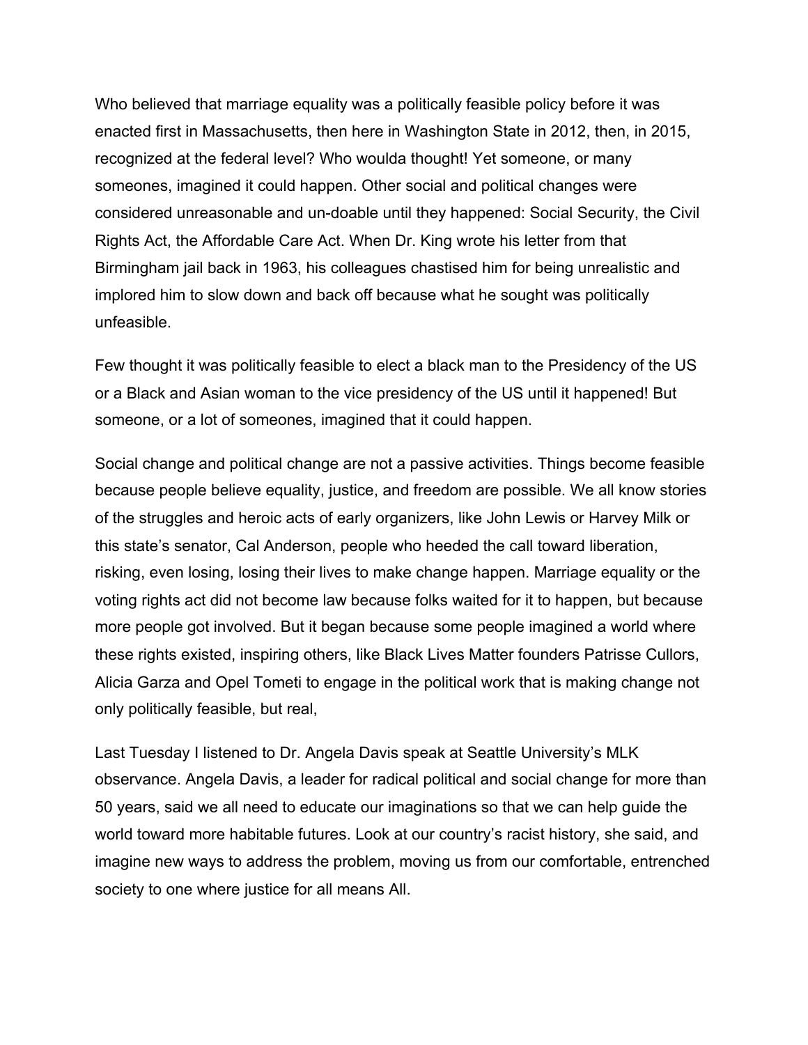Who believed that marriage equality was a politically feasible policy before it was enacted first in Massachusetts, then here in Washington State in 2012, then, in 2015, recognized at the federal level? Who woulda thought! Yet someone, or many someones, imagined it could happen. Other social and political changes were considered unreasonable and un-doable until they happened: Social Security, the Civil Rights Act, the Affordable Care Act. When Dr. King wrote his letter from that Birmingham jail back in 1963, his colleagues chastised him for being unrealistic and implored him to slow down and back off because what he sought was politically unfeasible.

Few thought it was politically feasible to elect a black man to the Presidency of the US or a Black and Asian woman to the vice presidency of the US until it happened! But someone, or a lot of someones, imagined that it could happen.

Social change and political change are not a passive activities. Things become feasible because people believe equality, justice, and freedom are possible. We all know stories of the struggles and heroic acts of early organizers, like John Lewis or Harvey Milk or this state's senator, Cal Anderson, people who heeded the call toward liberation, risking, even losing, losing their lives to make change happen. Marriage equality or the voting rights act did not become law because folks waited for it to happen, but because more people got involved. But it began because some people imagined a world where these rights existed, inspiring others, like Black Lives Matter founders Patrisse Cullors, Alicia Garza and Opel Tometi to engage in the political work that is making change not only politically feasible, but real,

Last Tuesday I listened to Dr. Angela Davis speak at Seattle University's MLK observance. Angela Davis, a leader for radical political and social change for more than 50 years, said we all need to educate our imaginations so that we can help guide the world toward more habitable futures. Look at our country's racist history, she said, and imagine new ways to address the problem, moving us from our comfortable, entrenched society to one where justice for all means All.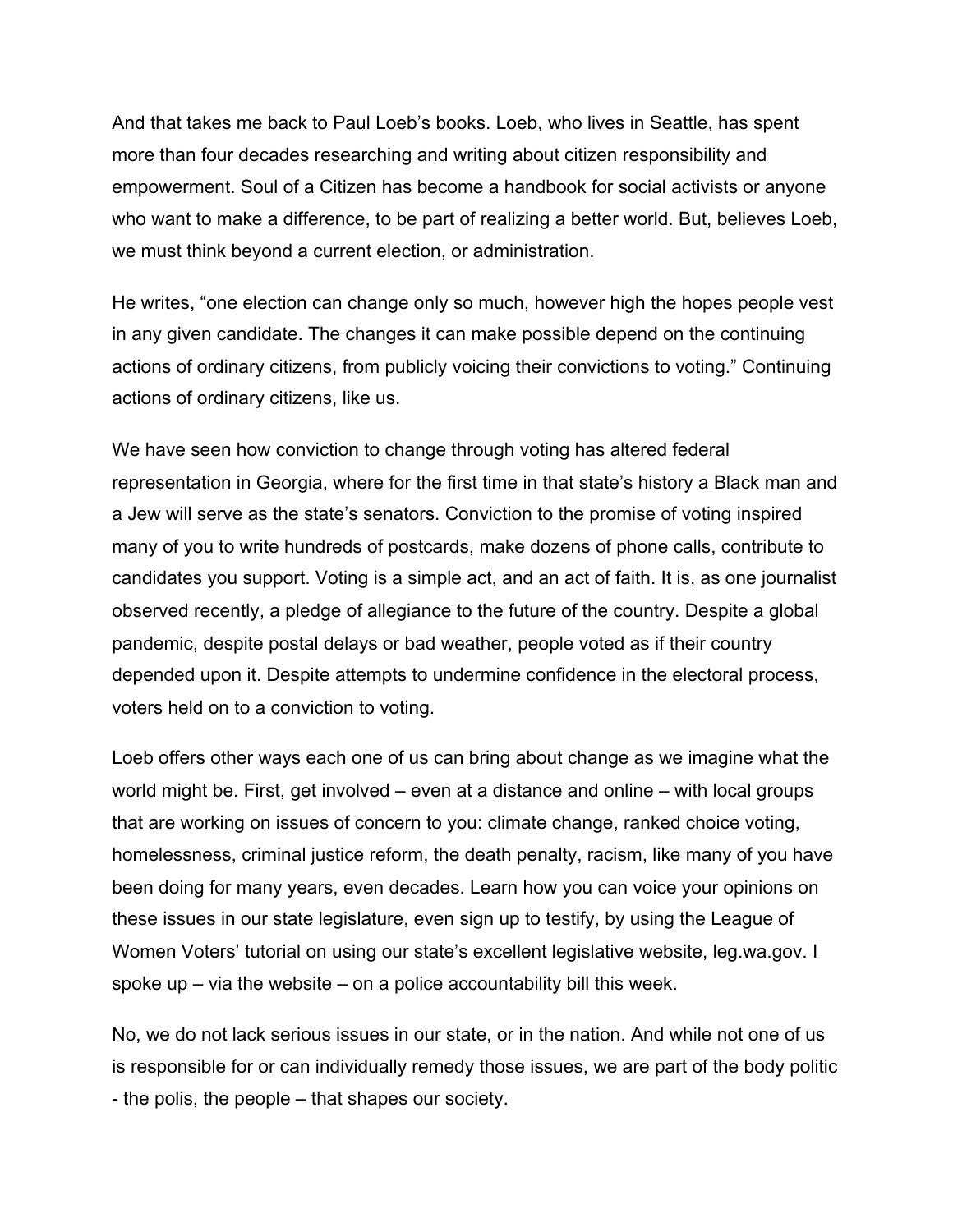And that takes me back to Paul Loeb's books. Loeb, who lives in Seattle, has spent more than four decades researching and writing about citizen responsibility and empowerment. Soul of a Citizen has become a handbook for social activists or anyone who want to make a difference, to be part of realizing a better world. But, believes Loeb, we must think beyond a current election, or administration.

He writes, "one election can change only so much, however high the hopes people vest in any given candidate. The changes it can make possible depend on the continuing actions of ordinary citizens, from publicly voicing their convictions to voting." Continuing actions of ordinary citizens, like us.

We have seen how conviction to change through voting has altered federal representation in Georgia, where for the first time in that state's history a Black man and a Jew will serve as the state's senators. Conviction to the promise of voting inspired many of you to write hundreds of postcards, make dozens of phone calls, contribute to candidates you support. Voting is a simple act, and an act of faith. It is, as one journalist observed recently, a pledge of allegiance to the future of the country. Despite a global pandemic, despite postal delays or bad weather, people voted as if their country depended upon it. Despite attempts to undermine confidence in the electoral process, voters held on to a conviction to voting.

Loeb offers other ways each one of us can bring about change as we imagine what the world might be. First, get involved – even at a distance and online – with local groups that are working on issues of concern to you: climate change, ranked choice voting, homelessness, criminal justice reform, the death penalty, racism, like many of you have been doing for many years, even decades. Learn how you can voice your opinions on these issues in our state legislature, even sign up to testify, by using the League of Women Voters' tutorial on using our state's excellent legislative website, leg.wa.gov. I spoke up – via the website – on a police accountability bill this week.

No, we do not lack serious issues in our state, or in the nation. And while not one of us is responsible for or can individually remedy those issues, we are part of the body politic - the polis, the people – that shapes our society.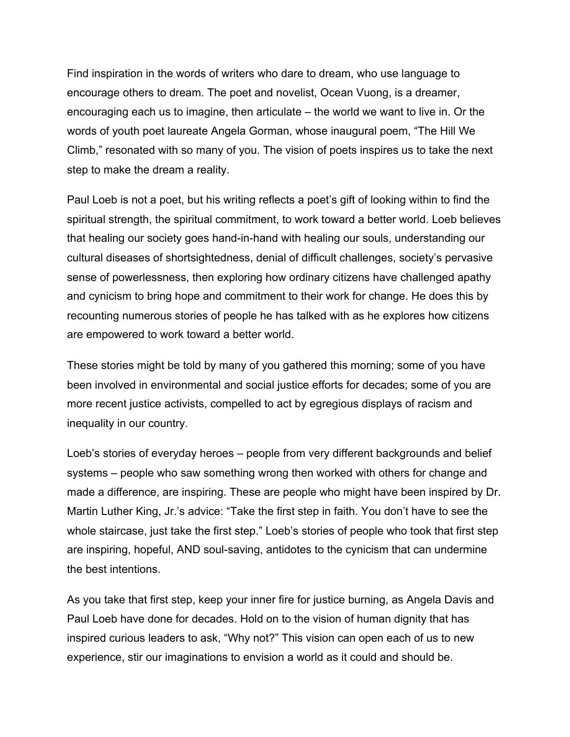Find inspiration in the words of writers who dare to dream, who use language to encourage others to dream. The poet and novelist, Ocean Vuong, is a dreamer, encouraging each us to imagine, then articulate – the world we want to live in. Or the words of youth poet laureate Angela Gorman, whose inaugural poem, "The Hill We Climb," resonated with so many of you. The vision of poets inspires us to take the next step to make the dream a reality.

Paul Loeb is not a poet, but his writing reflects a poet's gift of looking within to find the spiritual strength, the spiritual commitment, to work toward a better world. Loeb believes that healing our society goes hand-in-hand with healing our souls, understanding our cultural diseases of shortsightedness, denial of difficult challenges, society's pervasive sense of powerlessness, then exploring how ordinary citizens have challenged apathy and cynicism to bring hope and commitment to their work for change. He does this by recounting numerous stories of people he has talked with as he explores how citizens are empowered to work toward a better world.

These stories might be told by many of you gathered this morning; some of you have been involved in environmental and social justice efforts for decades; some of you are more recent justice activists, compelled to act by egregious displays of racism and inequality in our country.

Loeb's stories of everyday heroes – people from very different backgrounds and belief systems – people who saw something wrong then worked with others for change and made a difference, are inspiring. These are people who might have been inspired by Dr. Martin Luther King, Jr.'s advice: "Take the first step in faith. You don't have to see the whole staircase, just take the first step." Loeb's stories of people who took that first step are inspiring, hopeful, AND soul-saving, antidotes to the cynicism that can undermine the best intentions.

As you take that first step, keep your inner fire for justice burning, as Angela Davis and Paul Loeb have done for decades. Hold on to the vision of human dignity that has inspired curious leaders to ask, "Why not?" This vision can open each of us to new experience, stir our imaginations to envision a world as it could and should be.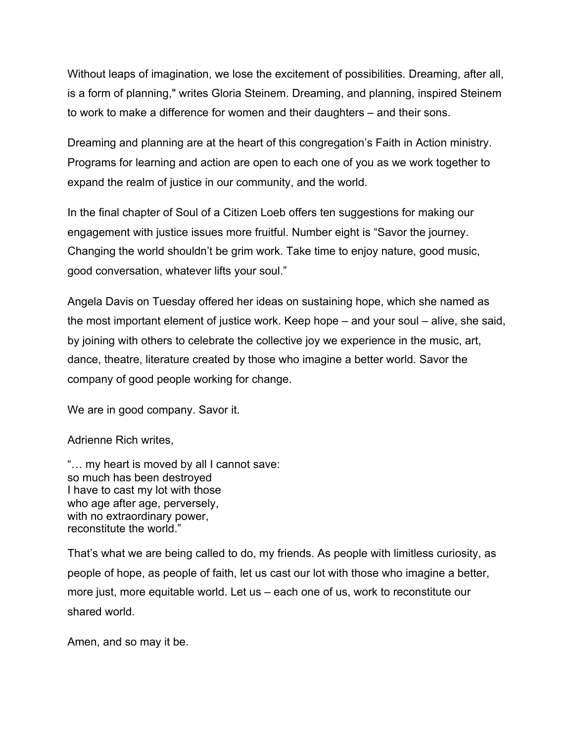Without leaps of imagination, we lose the excitement of possibilities. Dreaming, after all, is a form of planning," writes Gloria Steinem. Dreaming, and planning, inspired Steinem to work to make a difference for women and their daughters – and their sons.

Dreaming and planning are at the heart of this congregation's Faith in Action ministry. Programs for learning and action are open to each one of you as we work together to expand the realm of justice in our community, and the world.

In the final chapter of Soul of a Citizen Loeb offers ten suggestions for making our engagement with justice issues more fruitful. Number eight is "Savor the journey. Changing the world shouldn't be grim work. Take time to enjoy nature, good music, good conversation, whatever lifts your soul."

Angela Davis on Tuesday offered her ideas on sustaining hope, which she named as the most important element of justice work. Keep hope – and your soul – alive, she said, by joining with others to celebrate the collective joy we experience in the music, art, dance, theatre, literature created by those who imagine a better world. Savor the company of good people working for change.

We are in good company. Savor it.

Adrienne Rich writes,

"… my heart is moved by all I cannot save:
so much has been destroyed
I have to cast my lot with those
who age after age, perversely,
with no extraordinary power,
reconstitute the world."

That's what we are being called to do, my friends. As people with limitless curiosity, as people of hope, as people of faith, let us cast our lot with those who imagine a better, more just, more equitable world. Let us – each one of us, work to reconstitute our shared world.

Amen, and so may it be.